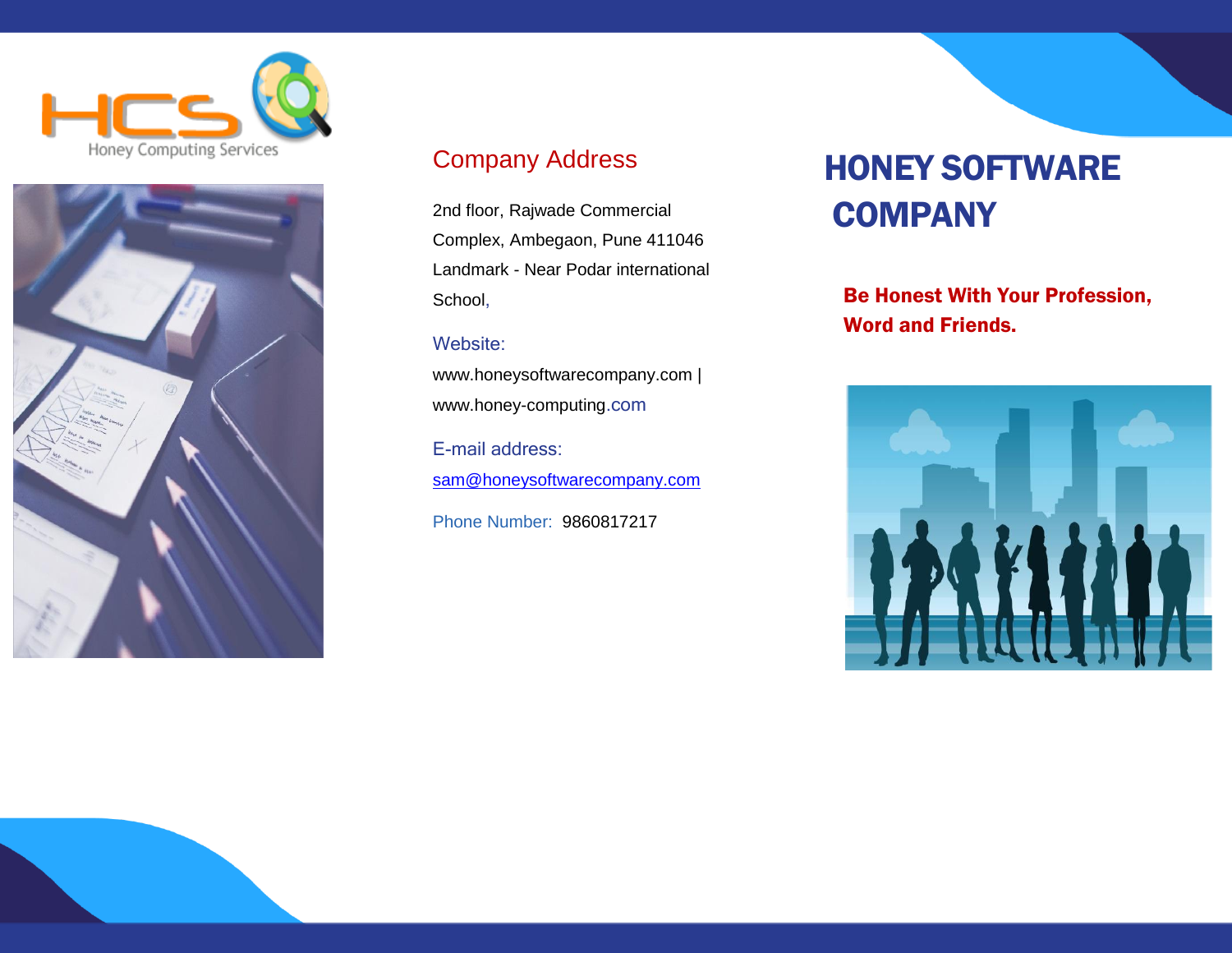# HONEY SOFTWARE COMPANY

**Be Honest With Your Profession, Word and Friends.**

## Company Address

2nd floor, Rajwade Commercial Complex, Ambegaon, Pune 411046 Landmark - Near Podar international School,

Website:

www.honeysoftwarecompany.com | www.honey-computing.com

E-mail address:

sam@honeysoftwarecompany.com

Phone Number: 9860817217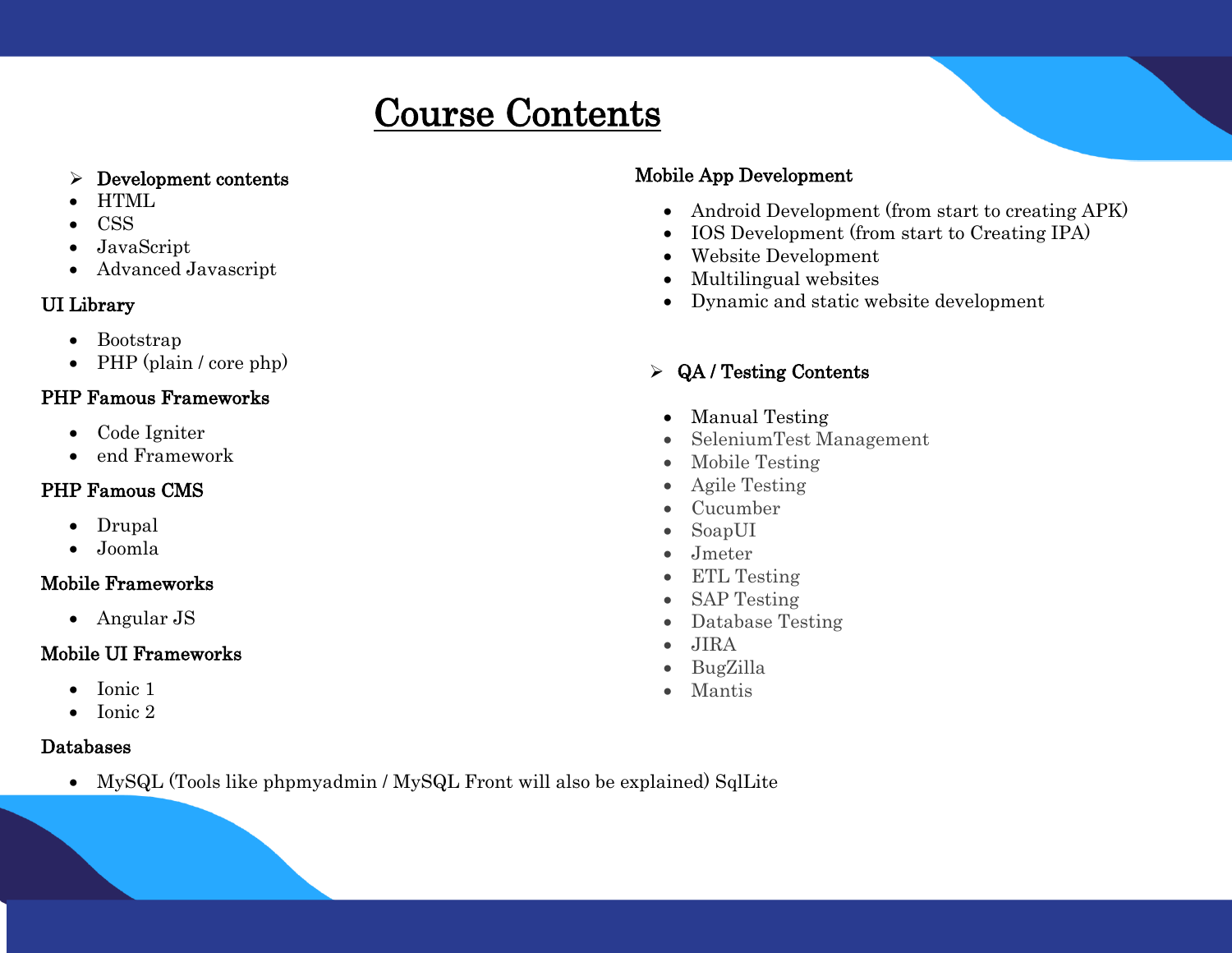# Course Contents

- **Development contents**
- HTML
- CSS
- JavaScript
- Advanced Javascript

**UI Library**

- Bootstrap
- PHP (plain / core php)

**PHP Famous Frameworks**

- Code Igniter
- end Framework

**PHP Famous CMS**

- Drupal
- Joomla

**Mobile Frameworks**

- Angular JS

**Mobile UI Frameworks**

- Ionic 1
- Ionic 2

**Databases**

- MySQL (Tools like phpmyadmin / MySQL Front will also be explained) SqlLite

**Mobile App Development**

- Android Development (from start to creating APK)
- IOS Development (from start to Creating IPA)
- Website Development
- Multilingual websites
- Dynamic and static website development

- **QA / Testing Contents**

- Manual Testing
- SeleniumTest Management
- Mobile Testing
- Agile Testing
- Cucumber
- SoapUI
- Jmeter
- ETL Testing
- SAP Testing
- Database Testing
- JIRA
- BugZilla
- Mantis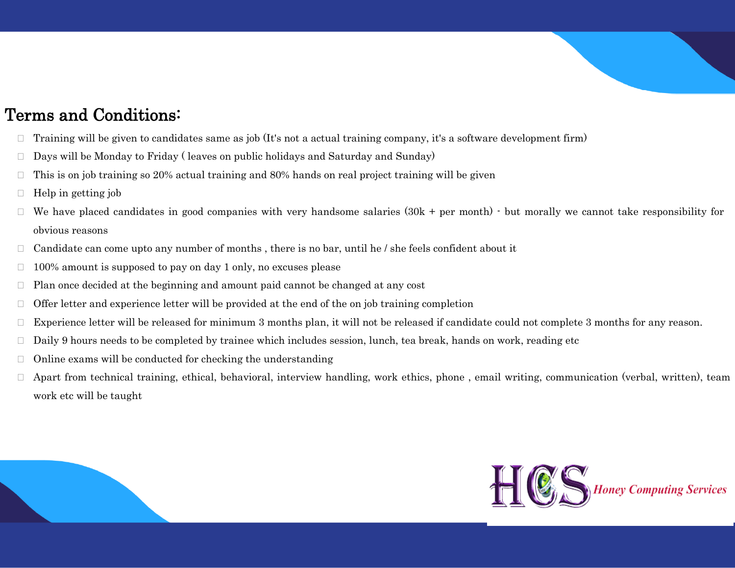## Terms and Conditions:

- Training will be given to candidates same as job (It's not a actual training company, it's a software development firm)
- Days will be Monday to Friday ( leaves on public holidays and Saturday and Sunday)
- This is on job training so 20% actual training and 80% hands on real project training will be given
- Help in getting job
- We have placed candidates in good companies with very handsome salaries (30k + per month) - but morally we cannot take responsibility for obvious reasons
- Candidate can come upto any number of months , there is no bar, until he / she feels confident about it
- 100% amount is supposed to pay on day 1 only, no excuses please
- Plan once decided at the beginning and amount paid cannot be changed at any cost
- Offer letter and experience letter will be provided at the end of the on job training completion
- Experience letter will be released for minimum 3 months plan, it will not be released if candidate could not complete 3 months for any reason.
- Daily 9 hours needs to be completed by trainee which includes session, lunch, tea break, hands on work, reading etc
- Online exams will be conducted for checking the understanding
- Apart from technical training, ethical, behavioral, interview handling, work ethics, phone , email writing, communication (verbal, written), team work etc will be taught

HCS *Honey Computing Services*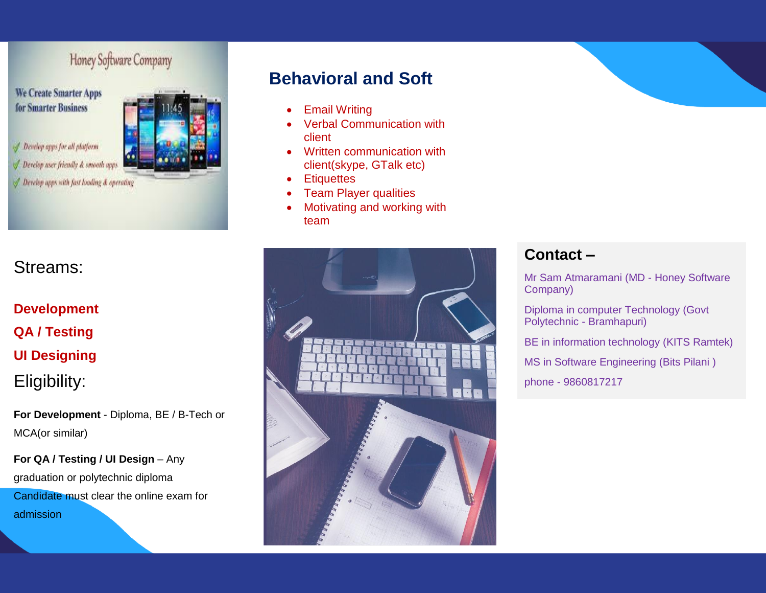## Behavioral and Soft

- Email Writing
- Verbal Communication with client
- Written communication with client(skype, GTalk etc)
- Etiquettes
- Team Player qualities
- Motivating and working with team

## Streams:

**Development**

**QA / Testing**

**UI Designing**

## Eligibility:

**For Development** - Diploma, BE / B-Tech or MCA(or similar)

**For QA / Testing / UI Design** – Any graduation or polytechnic diploma

Candidate must clear the online exam for admission

## Contact –

Mr Sam Atmaramani (MD - Honey Software Company)

Diploma in computer Technology (Govt Polytechnic - Bramhapuri)

BE in information technology (KITS Ramtek)

MS in Software Engineering (Bits Pilani )

phone - 9860817217